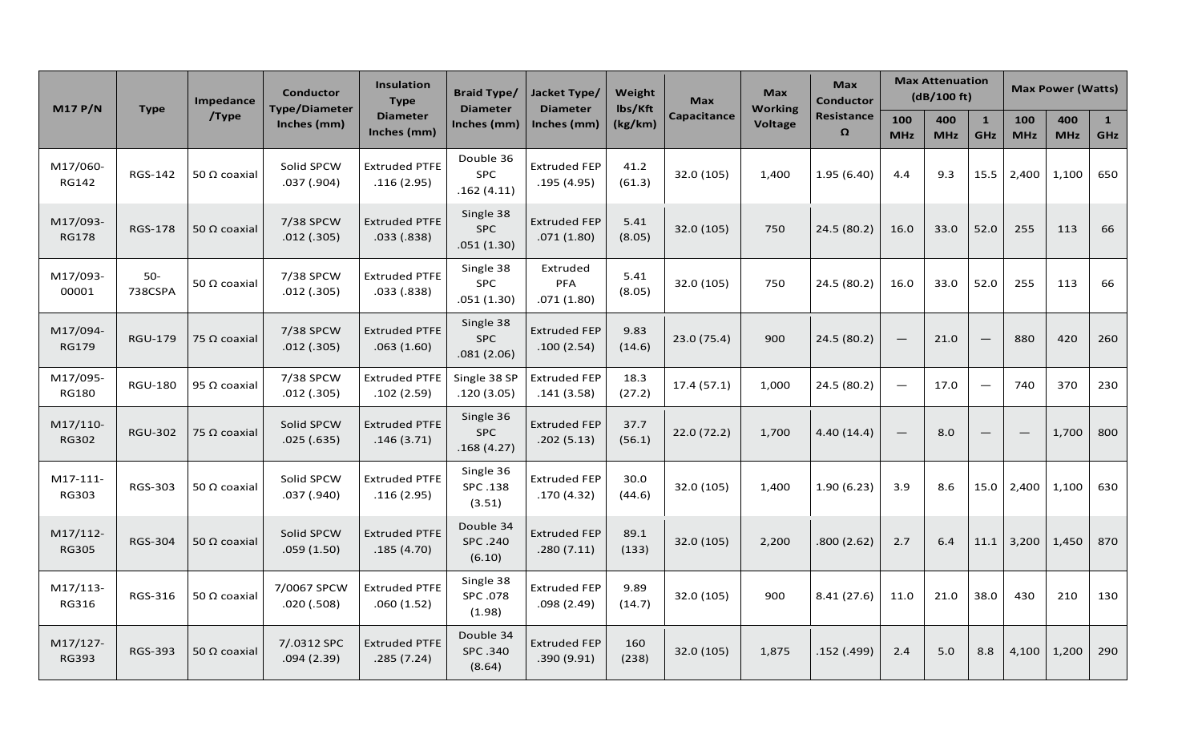| M17 P/N | Type | Impedance /Type | Conductor Type/Diameter Inches (mm) | Insulation Type Diameter Inches (mm) | Braid Type/ Diameter Inches (mm) | Jacket Type/ Diameter Inches (mm) | Weight lbs/Kft (kg/km) | Max Capacitance | Max Working Voltage | Max Conductor Resistance Ω | Max Attenuation (dB/100 ft) | | | Max Power (Watts) | | |
|---|---|---|---|---|---|---|---|---|---|---|---|---|---|---|---|---|
| | | | | | | | | | | | 100 MHz | 400 MHz | 1 GHz | 100 MHz | 400 MHz | 1 GHz |
| M17/060-RG142 | RGS-142 | 50 Ω coaxial | Solid SPCW .037 (.904) | Extruded PTFE .116 (2.95) | Double 36 SPC .162 (4.11) | Extruded FEP .195 (4.95) | 41.2 (61.3) | 32.0 (105) | 1,400 | 1.95 (6.40) | 4.4 | 9.3 | 15.5 | 2,400 | 1,100 | 650 |
| M17/093-RG178 | RGS-178 | 50 Ω coaxial | 7/38 SPCW .012 (.305) | Extruded PTFE .033 (.838) | Single 38 SPC .051 (1.30) | Extruded FEP .071 (1.80) | 5.41 (8.05) | 32.0 (105) | 750 | 24.5 (80.2) | 16.0 | 33.0 | 52.0 | 255 | 113 | 66 |
| M17/093-00001 | 50-738CSPA | 50 Ω coaxial | 7/38 SPCW .012 (.305) | Extruded PTFE .033 (.838) | Single 38 SPC .051 (1.30) | Extruded PFA .071 (1.80) | 5.41 (8.05) | 32.0 (105) | 750 | 24.5 (80.2) | 16.0 | 33.0 | 52.0 | 255 | 113 | 66 |
| M17/094-RG179 | RGU-179 | 75 Ω coaxial | 7/38 SPCW .012 (.305) | Extruded PTFE .063 (1.60) | Single 38 SPC .081 (2.06) | Extruded FEP .100 (2.54) | 9.83 (14.6) | 23.0 (75.4) | 900 | 24.5 (80.2) | — | 21.0 | — | 880 | 420 | 260 |
| M17/095-RG180 | RGU-180 | 95 Ω coaxial | 7/38 SPCW .012 (.305) | Extruded PTFE .102 (2.59) | Single 38 SP .120 (3.05) | Extruded FEP .141 (3.58) | 18.3 (27.2) | 17.4 (57.1) | 1,000 | 24.5 (80.2) | — | 17.0 | — | 740 | 370 | 230 |
| M17/110-RG302 | RGU-302 | 75 Ω coaxial | Solid SPCW .025 (.635) | Extruded PTFE .146 (3.71) | Single 36 SPC .168 (4.27) | Extruded FEP .202 (5.13) | 37.7 (56.1) | 22.0 (72.2) | 1,700 | 4.40 (14.4) | — | 8.0 | — | — | 1,700 | 800 |
| M17-111-RG303 | RGS-303 | 50 Ω coaxial | Solid SPCW .037 (.940) | Extruded PTFE .116 (2.95) | Single 36 SPC .138 (3.51) | Extruded FEP .170 (4.32) | 30.0 (44.6) | 32.0 (105) | 1,400 | 1.90 (6.23) | 3.9 | 8.6 | 15.0 | 2,400 | 1,100 | 630 |
| M17/112-RG305 | RGS-304 | 50 Ω coaxial | Solid SPCW .059 (1.50) | Extruded PTFE .185 (4.70) | Double 34 SPC .240 (6.10) | Extruded FEP .280 (7.11) | 89.1 (133) | 32.0 (105) | 2,200 | .800 (2.62) | 2.7 | 6.4 | 11.1 | 3,200 | 1,450 | 870 |
| M17/113-RG316 | RGS-316 | 50 Ω coaxial | 7/0067 SPCW .020 (.508) | Extruded PTFE .060 (1.52) | Single 38 SPC .078 (1.98) | Extruded FEP .098 (2.49) | 9.89 (14.7) | 32.0 (105) | 900 | 8.41 (27.6) | 11.0 | 21.0 | 38.0 | 430 | 210 | 130 |
| M17/127-RG393 | RGS-393 | 50 Ω coaxial | 7/.0312 SPC .094 (2.39) | Extruded PTFE .285 (7.24) | Double 34 SPC .340 (8.64) | Extruded FEP .390 (9.91) | 160 (238) | 32.0 (105) | 1,875 | .152 (.499) | 2.4 | 5.0 | 8.8 | 4,100 | 1,200 | 290 |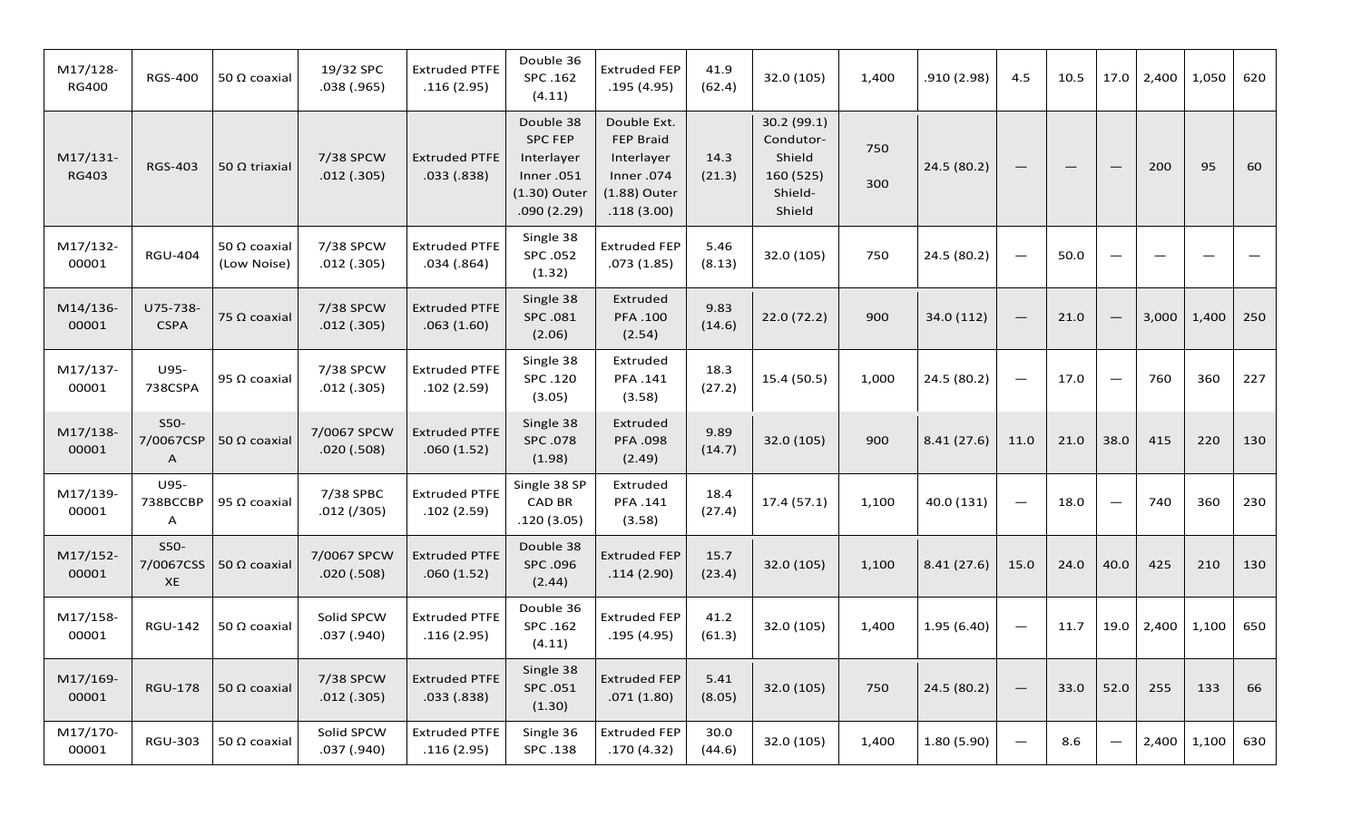| M17/128-RG400 | RGS-400 | 50 Ω coaxial | 19/32 SPC .038 (.965) | Extruded PTFE .116 (2.95) | Double 36 SPC .162 (4.11) | Extruded FEP .195 (4.95) | 41.9 (62.4) | 32.0 (105) | 1,400 | .910 (2.98) | 4.5 | 10.5 | 17.0 | 2,400 | 1,050 | 620 |
|---|---|---|---|---|---|---|---|---|---|---|---|---|---|---|---|---|
| M17/131-RG403 | RGS-403 | 50 Ω triaxial | 7/38 SPCW .012 (.305) | Extruded PTFE .033 (.838) | Double 38 SPC FEP Interlayer Inner .051 (1.30) Outer .090 (2.29) | Double Ext. FEP Braid Interlayer Inner .074 (1.88) Outer .118 (3.00) | 14.3 (21.3) | 30.2 (99.1) Condutor-Shield 160 (525) Shield-Shield | 750 300 | 24.5 (80.2) | — | — | — | 200 | 95 | 60 |
| M17/132-00001 | RGU-404 | 50 Ω coaxial (Low Noise) | 7/38 SPCW .012 (.305) | Extruded PTFE .034 (.864) | Single 38 SPC .052 (1.32) | Extruded FEP .073 (1.85) | 5.46 (8.13) | 32.0 (105) | 750 | 24.5 (80.2) | — | 50.0 | — | — | — | — |
| M14/136-00001 | U75-738-CSPA | 75 Ω coaxial | 7/38 SPCW .012 (.305) | Extruded PTFE .063 (1.60) | Single 38 SPC .081 (2.06) | Extruded PFA .100 (2.54) | 9.83 (14.6) | 22.0 (72.2) | 900 | 34.0 (112) | — | 21.0 | — | 3,000 | 1,400 | 250 |
| M17/137-00001 | U95-738CSPA | 95 Ω coaxial | 7/38 SPCW .012 (.305) | Extruded PTFE .102 (2.59) | Single 38 SPC .120 (3.05) | Extruded PFA .141 (3.58) | 18.3 (27.2) | 15.4 (50.5) | 1,000 | 24.5 (80.2) | — | 17.0 | — | 760 | 360 | 227 |
| M17/138-00001 | S50-7/0067CSPA | 50 Ω coaxial | 7/0067 SPCW .020 (.508) | Extruded PTFE .060 (1.52) | Single 38 SPC .078 (1.98) | Extruded PFA .098 (2.49) | 9.89 (14.7) | 32.0 (105) | 900 | 8.41 (27.6) | 11.0 | 21.0 | 38.0 | 415 | 220 | 130 |
| M17/139-00001 | U95-738BCBPA | 95 Ω coaxial | 7/38 SPBC .012 (/305) | Extruded PTFE .102 (2.59) | Single 38 SP CAD BR .120 (3.05) | Extruded PFA .141 (3.58) | 18.4 (27.4) | 17.4 (57.1) | 1,100 | 40.0 (131) | — | 18.0 | — | 740 | 360 | 230 |
| M17/152-00001 | S50-7/0067CSSXE | 50 Ω coaxial | 7/0067 SPCW .020 (.508) | Extruded PTFE .060 (1.52) | Double 38 SPC .096 (2.44) | Extruded FEP .114 (2.90) | 15.7 (23.4) | 32.0 (105) | 1,100 | 8.41 (27.6) | 15.0 | 24.0 | 40.0 | 425 | 210 | 130 |
| M17/158-00001 | RGU-142 | 50 Ω coaxial | Solid SPCW .037 (.940) | Extruded PTFE .116 (2.95) | Double 36 SPC .162 (4.11) | Extruded FEP .195 (4.95) | 41.2 (61.3) | 32.0 (105) | 1,400 | 1.95 (6.40) | — | 11.7 | 19.0 | 2,400 | 1,100 | 650 |
| M17/169-00001 | RGU-178 | 50 Ω coaxial | 7/38 SPCW .012 (.305) | Extruded PTFE .033 (.838) | Single 38 SPC .051 (1.30) | Extruded FEP .071 (1.80) | 5.41 (8.05) | 32.0 (105) | 750 | 24.5 (80.2) | — | 33.0 | 52.0 | 255 | 133 | 66 |
| M17/170-00001 | RGU-303 | 50 Ω coaxial | Solid SPCW .037 (.940) | Extruded PTFE .116 (2.95) | Single 36 SPC .138 | Extruded FEP .170 (4.32) | 30.0 (44.6) | 32.0 (105) | 1,400 | 1.80 (5.90) | — | 8.6 | — | 2,400 | 1,100 | 630 |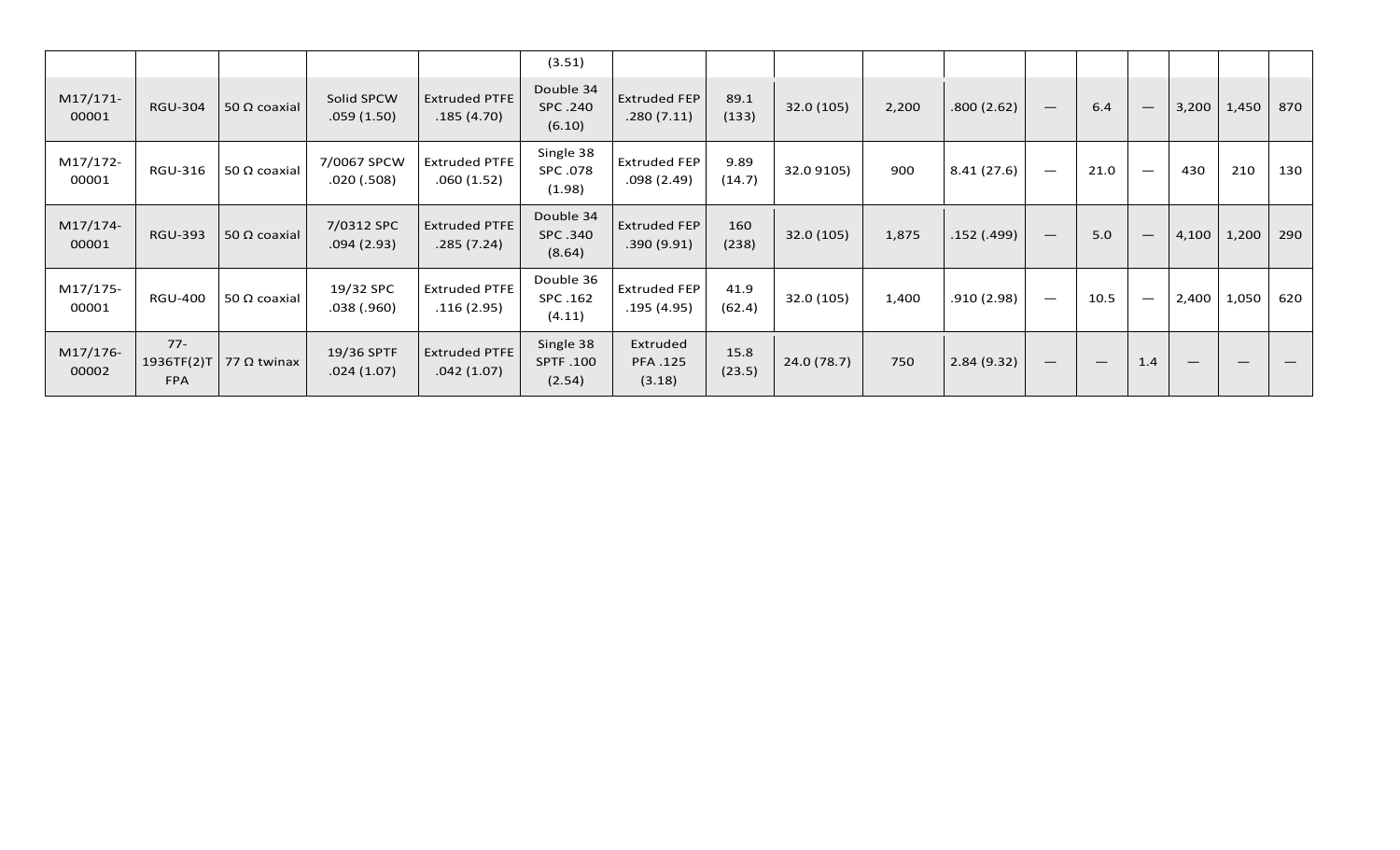| | | | | | | | | | | | | | | | | | |
|---|---|---|---|---|---|---|---|---|---|---|---|---|---|---|---|---|---|
| | | | | | (3.51) | | | | | | | | | | | | |
| M17/171-00001 | RGU-304 | 50 Ω coaxial | Solid SPCW .059 (1.50) | Extruded PTFE .185 (4.70) | Double 34 SPC .240 (6.10) | Extruded FEP .280 (7.11) | 89.1 (133) | 32.0 (105) | 2,200 | .800 (2.62) | — | 6.4 | — | 3,200 | 1,450 | 870 |
| M17/172-00001 | RGU-316 | 50 Ω coaxial | 7/0067 SPCW .020 (.508) | Extruded PTFE .060 (1.52) | Single 38 SPC .078 (1.98) | Extruded FEP .098 (2.49) | 9.89 (14.7) | 32.0 9105) | 900 | 8.41 (27.6) | — | 21.0 | — | 430 | 210 | 130 |
| M17/174-00001 | RGU-393 | 50 Ω coaxial | 7/0312 SPC .094 (2.93) | Extruded PTFE .285 (7.24) | Double 34 SPC .340 (8.64) | Extruded FEP .390 (9.91) | 160 (238) | 32.0 (105) | 1,875 | .152 (.499) | — | 5.0 | — | 4,100 | 1,200 | 290 |
| M17/175-00001 | RGU-400 | 50 Ω coaxial | 19/32 SPC .038 (.960) | Extruded PTFE .116 (2.95) | Double 36 SPC .162 (4.11) | Extruded FEP .195 (4.95) | 41.9 (62.4) | 32.0 (105) | 1,400 | .910 (2.98) | — | 10.5 | — | 2,400 | 1,050 | 620 |
| M17/176-00002 | 77-1936TF(2)TFPA | 77 Ω twinax | 19/36 SPTF .024 (1.07) | Extruded PTFE .042 (1.07) | Single 38 SPTF .100 (2.54) | Extruded PFA .125 (3.18) | 15.8 (23.5) | 24.0 (78.7) | 750 | 2.84 (9.32) | — | — | 1.4 | — | — | — |